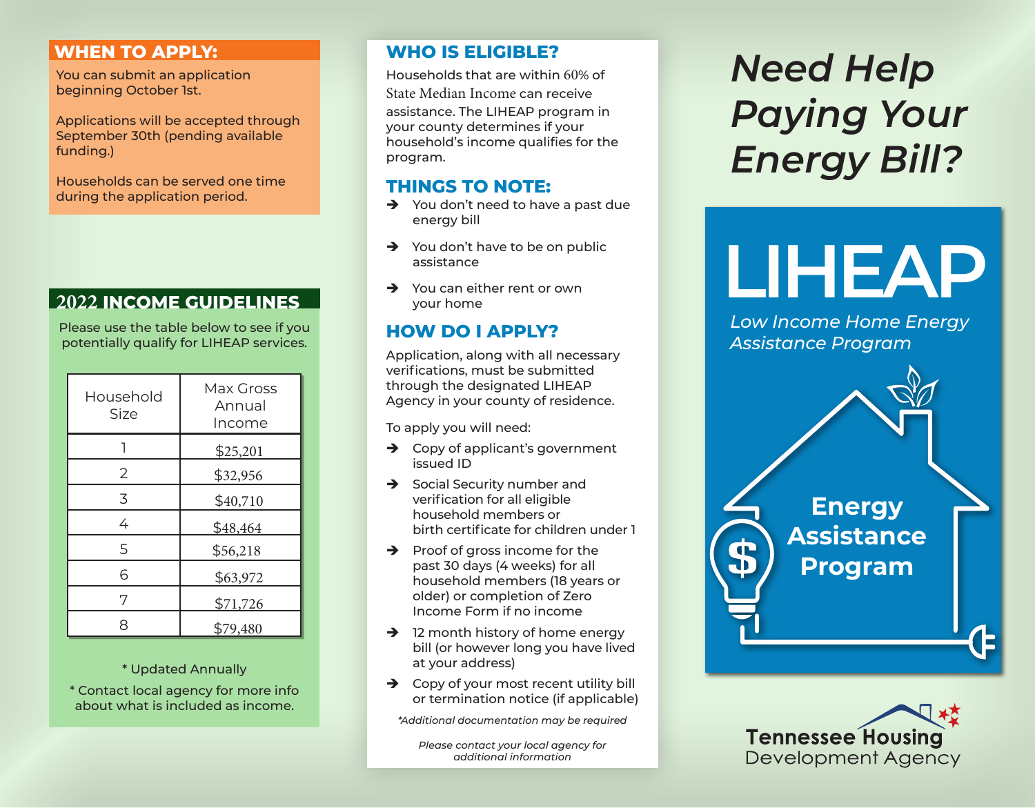## WHEN TO APPLY:

You can submit an application beginning October 1st.

Applications will be accepted through September 30th (pending available funding.)

Households can be served one time during the application period.

## 2022 INCOME GUIDELINES

Please use the table below to see if you potentially qualify for LIHEAP services.

| Household Size | Max Gross Annual Income |
|---|---|
| 1 | $25,201 |
| 2 | $32,956 |
| 3 | $40,710 |
| 4 | $48,464 |
| 5 | $56,218 |
| 6 | $63,972 |
| 7 | $71,726 |
| 8 | $79,480 |

* Updated Annually

* Contact local agency for more info about what is included as income.

## WHO IS ELIGIBLE?

Households that are within 60% of State Median Income can receive assistance. The LIHEAP program in your county determines if your household's income qualifies for the program.

## THINGS TO NOTE:

- You don't need to have a past due energy bill
- You don't have to be on public assistance
- You can either rent or own your home

## HOW DO I APPLY?

Application, along with all necessary verifications, must be submitted through the designated LIHEAP Agency in your county of residence.

To apply you will need:

- Copy of applicant's government issued ID
- Social Security number and verification for all eligible household members or birth certificate for children under 1
- Proof of gross income for the past 30 days (4 weeks) for all household members (18 years or older) or completion of Zero Income Form if no income
- 12 month history of home energy bill (or however long you have lived at your address)
- Copy of your most recent utility bill or termination notice (if applicable)

*\*Additional documentation may be required*

*Please contact your local agency for additional information*

# *Need Help Paying Your Energy Bill?*

# LIHEAP

*Low Income Home Energy Assistance Program*

**Energy Assistance Program**

Tennessee Housing Development Agency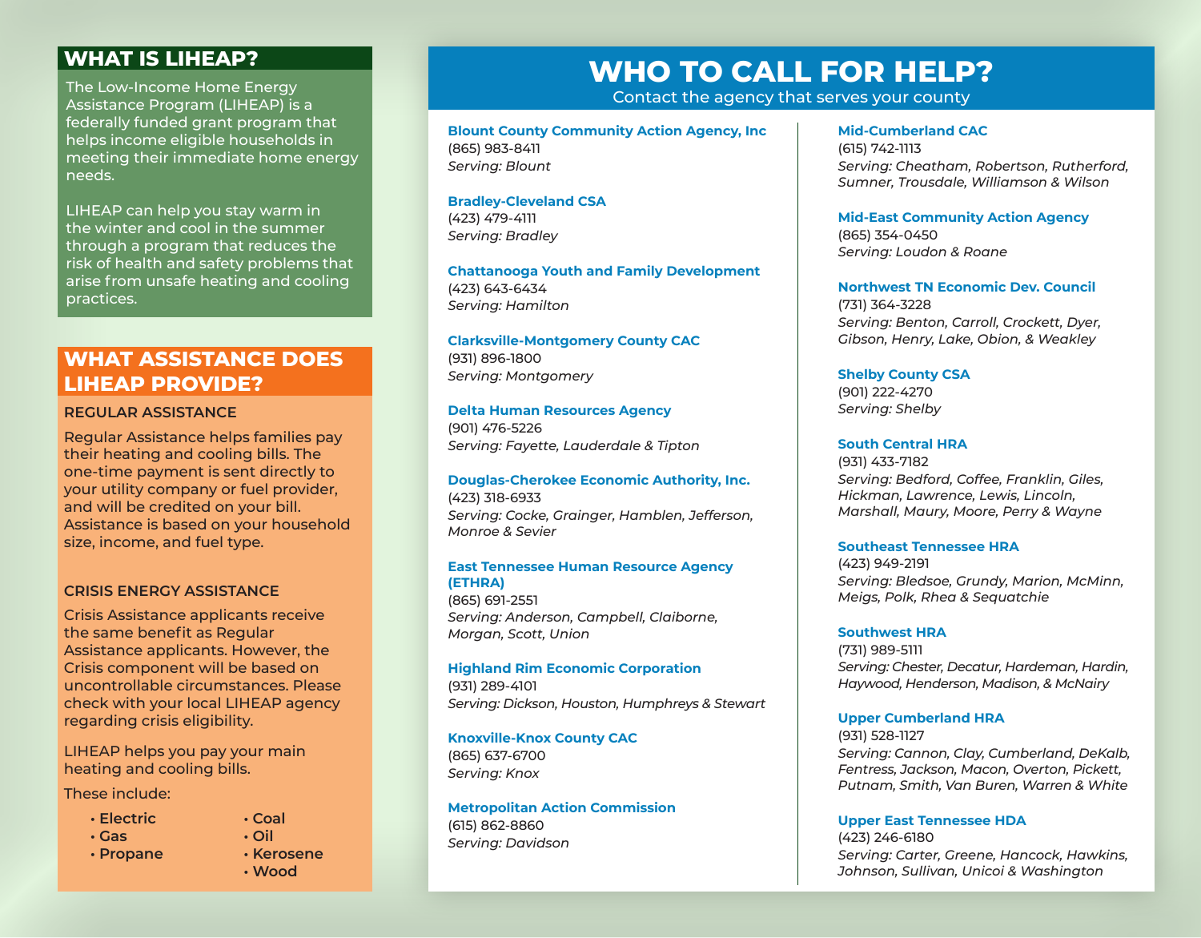## WHAT IS LIHEAP?

The Low-Income Home Energy Assistance Program (LIHEAP) is a federally funded grant program that helps income eligible households in meeting their immediate home energy needs.

LIHEAP can help you stay warm in the winter and cool in the summer through a program that reduces the risk of health and safety problems that arise from unsafe heating and cooling practices.

## WHAT ASSISTANCE DOES LIHEAP PROVIDE?

### REGULAR ASSISTANCE

Regular Assistance helps families pay their heating and cooling bills. The one-time payment is sent directly to your utility company or fuel provider, and will be credited on your bill. Assistance is based on your household size, income, and fuel type.

### CRISIS ENERGY ASSISTANCE

Crisis Assistance applicants receive the same benefit as Regular Assistance applicants. However, the Crisis component will be based on uncontrollable circumstances. Please check with your local LIHEAP agency regarding crisis eligibility.

LIHEAP helps you pay your main heating and cooling bills.

These include:

- **Electric**
- **Gas**
- **Propane**
- **Coal**
- **Oil**
- **Kerosene**
- **Wood**

# WHO TO CALL FOR HELP?

Contact the agency that serves your county

**Blount County Community Action Agency, Inc**
(865) 983-8411
*Serving: Blount*

**Bradley-Cleveland CSA**
(423) 479-4111
*Serving: Bradley*

**Chattanooga Youth and Family Development**
(423) 643-6434
*Serving: Hamilton*

**Clarksville-Montgomery County CAC**
(931) 896-1800
*Serving: Montgomery*

**Delta Human Resources Agency**
(901) 476-5226
*Serving: Fayette, Lauderdale & Tipton*

**Douglas-Cherokee Economic Authority, Inc.**
(423) 318-6933
*Serving: Cocke, Grainger, Hamblen, Jefferson, Monroe & Sevier*

**East Tennessee Human Resource Agency (ETHRA)**
(865) 691-2551
*Serving: Anderson, Campbell, Claiborne, Morgan, Scott, Union*

**Highland Rim Economic Corporation**
(931) 289-4101
*Serving: Dickson, Houston, Humphreys & Stewart*

**Knoxville-Knox County CAC**
(865) 637-6700
*Serving: Knox*

**Metropolitan Action Commission**
(615) 862-8860
*Serving: Davidson*

**Mid-Cumberland CAC**
(615) 742-1113
*Serving: Cheatham, Robertson, Rutherford, Sumner, Trousdale, Williamson & Wilson*

**Mid-East Community Action Agency**
(865) 354-0450
*Serving: Loudon & Roane*

**Northwest TN Economic Dev. Council**
(731) 364-3228
*Serving: Benton, Carroll, Crockett, Dyer, Gibson, Henry, Lake, Obion, & Weakley*

**Shelby County CSA**
(901) 222-4270
*Serving: Shelby*

**South Central HRA**
(931) 433-7182
*Serving: Bedford, Coffee, Franklin, Giles, Hickman, Lawrence, Lewis, Lincoln, Marshall, Maury, Moore, Perry & Wayne*

**Southeast Tennessee HRA**
(423) 949-2191
*Serving: Bledsoe, Grundy, Marion, McMinn, Meigs, Polk, Rhea & Sequatchie*

**Southwest HRA**
(731) 989-5111
*Serving: Chester, Decatur, Hardeman, Hardin, Haywood, Henderson, Madison, & McNairy*

**Upper Cumberland HRA**
(931) 528-1127
*Serving: Cannon, Clay, Cumberland, DeKalb, Fentress, Jackson, Macon, Overton, Pickett, Putnam, Smith, Van Buren, Warren & White*

**Upper East Tennessee HDA**
(423) 246-6180
*Serving: Carter, Greene, Hancock, Hawkins, Johnson, Sullivan, Unicoi & Washington*